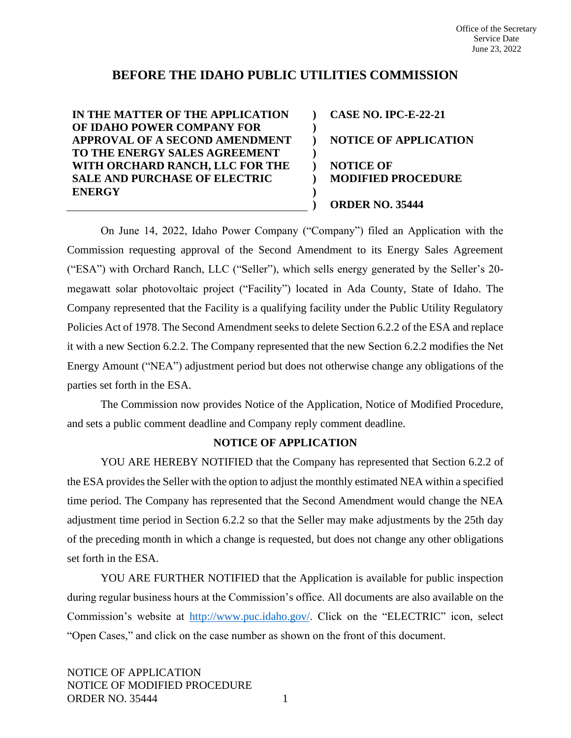Office of the Secretary
Service Date
June 23, 2022

# BEFORE THE IDAHO PUBLIC UTILITIES COMMISSION

| | | |
|---|---|---|
| **IN THE MATTER OF THE APPLICATION OF IDAHO POWER COMPANY FOR APPROVAL OF A SECOND AMENDMENT TO THE ENERGY SALES AGREEMENT WITH ORCHARD RANCH, LLC FOR THE SALE AND PURCHASE OF ELECTRIC ENERGY** | **)** | **CASE NO. IPC-E-22-21**<br><br>**NOTICE OF APPLICATION**<br><br>**NOTICE OF MODIFIED PROCEDURE**<br><br>**ORDER NO. 35444** |

On June 14, 2022, Idaho Power Company ("Company") filed an Application with the Commission requesting approval of the Second Amendment to its Energy Sales Agreement ("ESA") with Orchard Ranch, LLC ("Seller"), which sells energy generated by the Seller's 20-megawatt solar photovoltaic project ("Facility") located in Ada County, State of Idaho. The Company represented that the Facility is a qualifying facility under the Public Utility Regulatory Policies Act of 1978. The Second Amendment seeks to delete Section 6.2.2 of the ESA and replace it with a new Section 6.2.2. The Company represented that the new Section 6.2.2 modifies the Net Energy Amount ("NEA") adjustment period but does not otherwise change any obligations of the parties set forth in the ESA.

The Commission now provides Notice of the Application, Notice of Modified Procedure, and sets a public comment deadline and Company reply comment deadline.

## NOTICE OF APPLICATION

YOU ARE HEREBY NOTIFIED that the Company has represented that Section 6.2.2 of the ESA provides the Seller with the option to adjust the monthly estimated NEA within a specified time period. The Company has represented that the Second Amendment would change the NEA adjustment time period in Section 6.2.2 so that the Seller may make adjustments by the 25th day of the preceding month in which a change is requested, but does not change any other obligations set forth in the ESA.

YOU ARE FURTHER NOTIFIED that the Application is available for public inspection during regular business hours at the Commission's office. All documents are also available on the Commission's website at http://www.puc.idaho.gov/. Click on the "ELECTRIC" icon, select "Open Cases," and click on the case number as shown on the front of this document.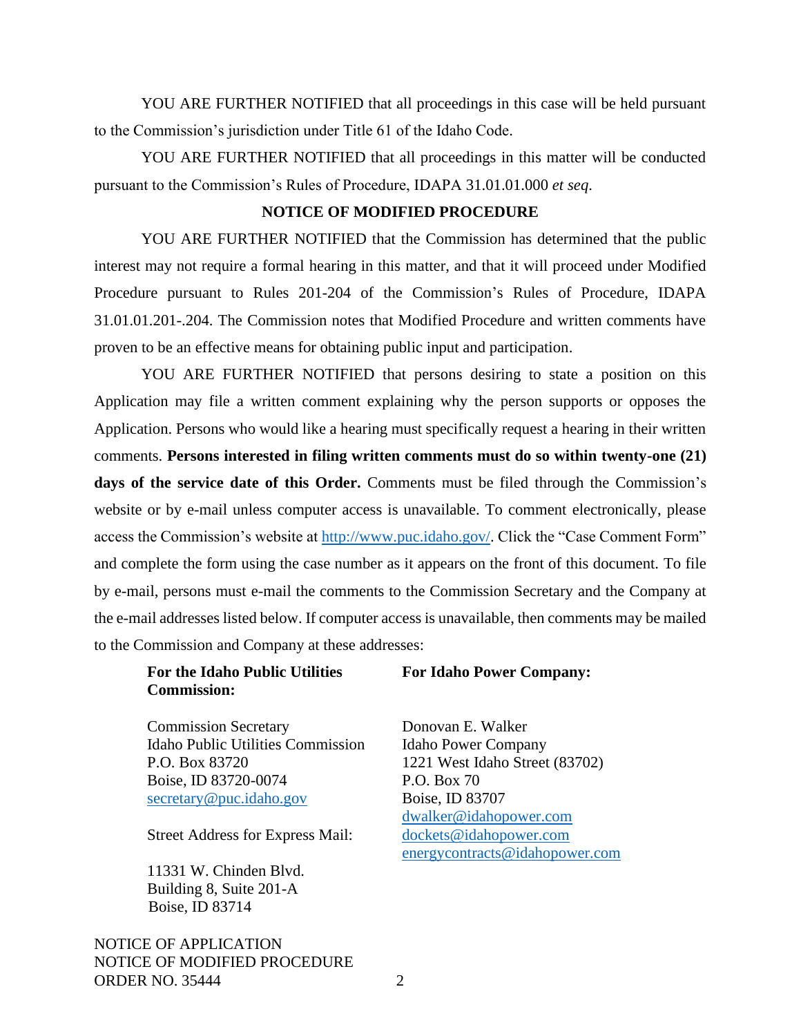YOU ARE FURTHER NOTIFIED that all proceedings in this case will be held pursuant to the Commission's jurisdiction under Title 61 of the Idaho Code.

YOU ARE FURTHER NOTIFIED that all proceedings in this matter will be conducted pursuant to the Commission's Rules of Procedure, IDAPA 31.01.01.000 *et seq*.

## NOTICE OF MODIFIED PROCEDURE

YOU ARE FURTHER NOTIFIED that the Commission has determined that the public interest may not require a formal hearing in this matter, and that it will proceed under Modified Procedure pursuant to Rules 201-204 of the Commission's Rules of Procedure, IDAPA 31.01.01.201-.204. The Commission notes that Modified Procedure and written comments have proven to be an effective means for obtaining public input and participation.

YOU ARE FURTHER NOTIFIED that persons desiring to state a position on this Application may file a written comment explaining why the person supports or opposes the Application. Persons who would like a hearing must specifically request a hearing in their written comments. **Persons interested in filing written comments must do so within twenty-one (21) days of the service date of this Order.** Comments must be filed through the Commission's website or by e-mail unless computer access is unavailable. To comment electronically, please access the Commission's website at http://www.puc.idaho.gov/. Click the "Case Comment Form" and complete the form using the case number as it appears on the front of this document. To file by e-mail, persons must e-mail the comments to the Commission Secretary and the Company at the e-mail addresses listed below. If computer access is unavailable, then comments may be mailed to the Commission and Company at these addresses:

**For the Idaho Public Utilities Commission:**

Commission Secretary
Idaho Public Utilities Commission
P.O. Box 83720
Boise, ID 83720-0074
secretary@puc.idaho.gov

Street Address for Express Mail:

11331 W. Chinden Blvd.
Building 8, Suite 201-A
Boise, ID 83714

**For Idaho Power Company:**

Donovan E. Walker
Idaho Power Company
1221 West Idaho Street (83702)
P.O. Box 70
Boise, ID 83707
dwalker@idahopower.com
dockets@idahopower.com
energycontracts@idahopower.com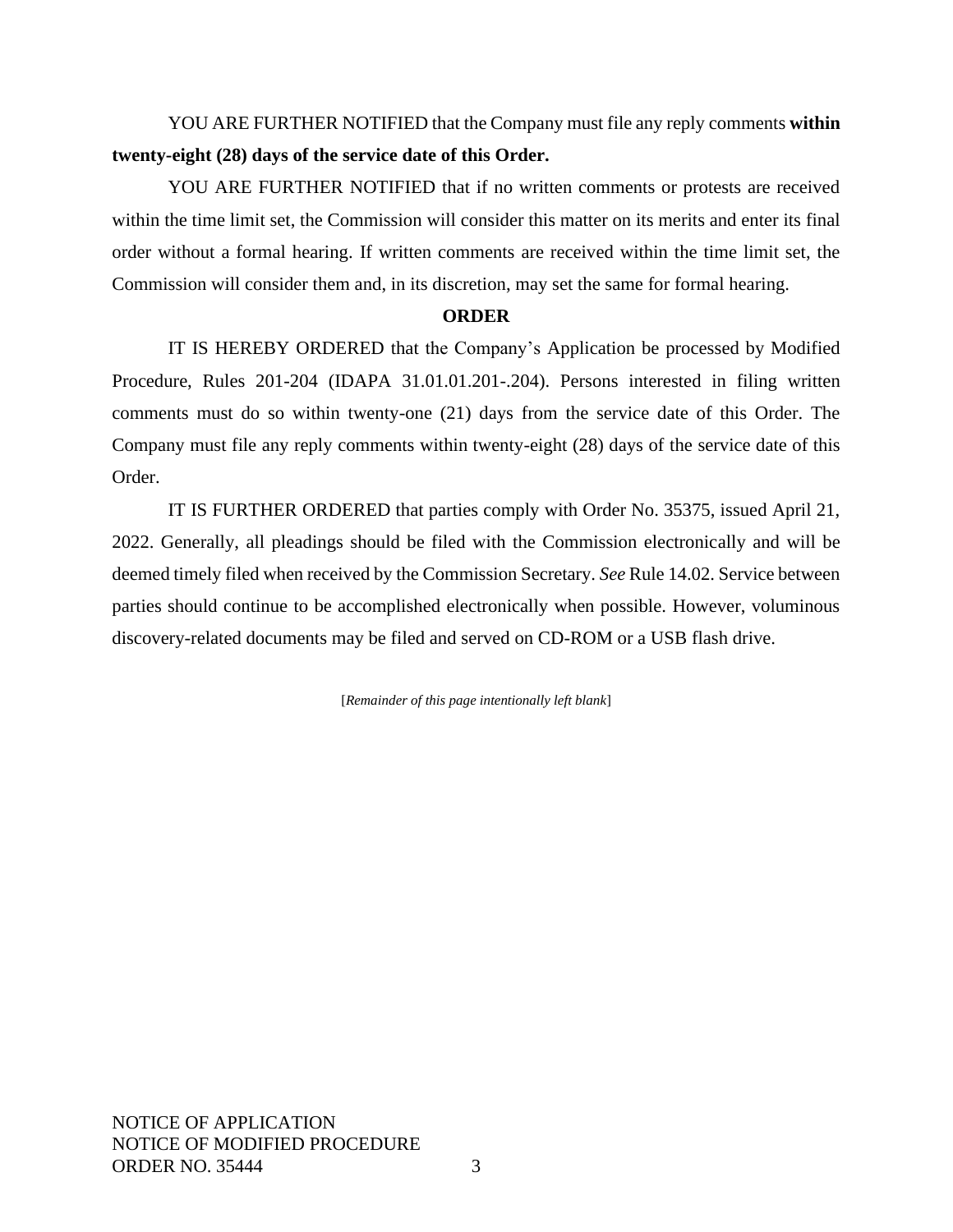YOU ARE FURTHER NOTIFIED that the Company must file any reply comments **within twenty-eight (28) days of the service date of this Order.**

YOU ARE FURTHER NOTIFIED that if no written comments or protests are received within the time limit set, the Commission will consider this matter on its merits and enter its final order without a formal hearing. If written comments are received within the time limit set, the Commission will consider them and, in its discretion, may set the same for formal hearing.

**ORDER**

IT IS HEREBY ORDERED that the Company's Application be processed by Modified Procedure, Rules 201-204 (IDAPA 31.01.01.201-.204). Persons interested in filing written comments must do so within twenty-one (21) days from the service date of this Order. The Company must file any reply comments within twenty-eight (28) days of the service date of this Order.

IT IS FURTHER ORDERED that parties comply with Order No. 35375, issued April 21, 2022. Generally, all pleadings should be filed with the Commission electronically and will be deemed timely filed when received by the Commission Secretary. *See* Rule 14.02. Service between parties should continue to be accomplished electronically when possible. However, voluminous discovery-related documents may be filed and served on CD-ROM or a USB flash drive.

[*Remainder of this page intentionally left blank*]

NOTICE OF APPLICATION
NOTICE OF MODIFIED PROCEDURE
ORDER NO. 35444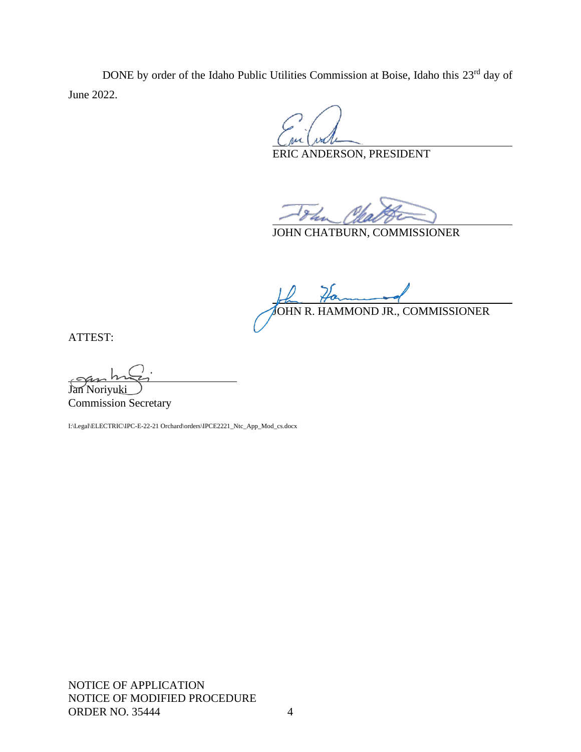DONE by order of the Idaho Public Utilities Commission at Boise, Idaho this 23rd day of June 2022.

ERIC ANDERSON, PRESIDENT

JOHN CHATBURN, COMMISSIONER

JOHN R. HAMMOND JR., COMMISSIONER

ATTEST:

Jan Noriyuki
Commission Secretary

I:\Legal\ELECTRIC\IPC-E-22-21 Orchard\orders\IPCE2221_Ntc_App_Mod_cs.docx

NOTICE OF APPLICATION
NOTICE OF MODIFIED PROCEDURE
ORDER NO. 35444